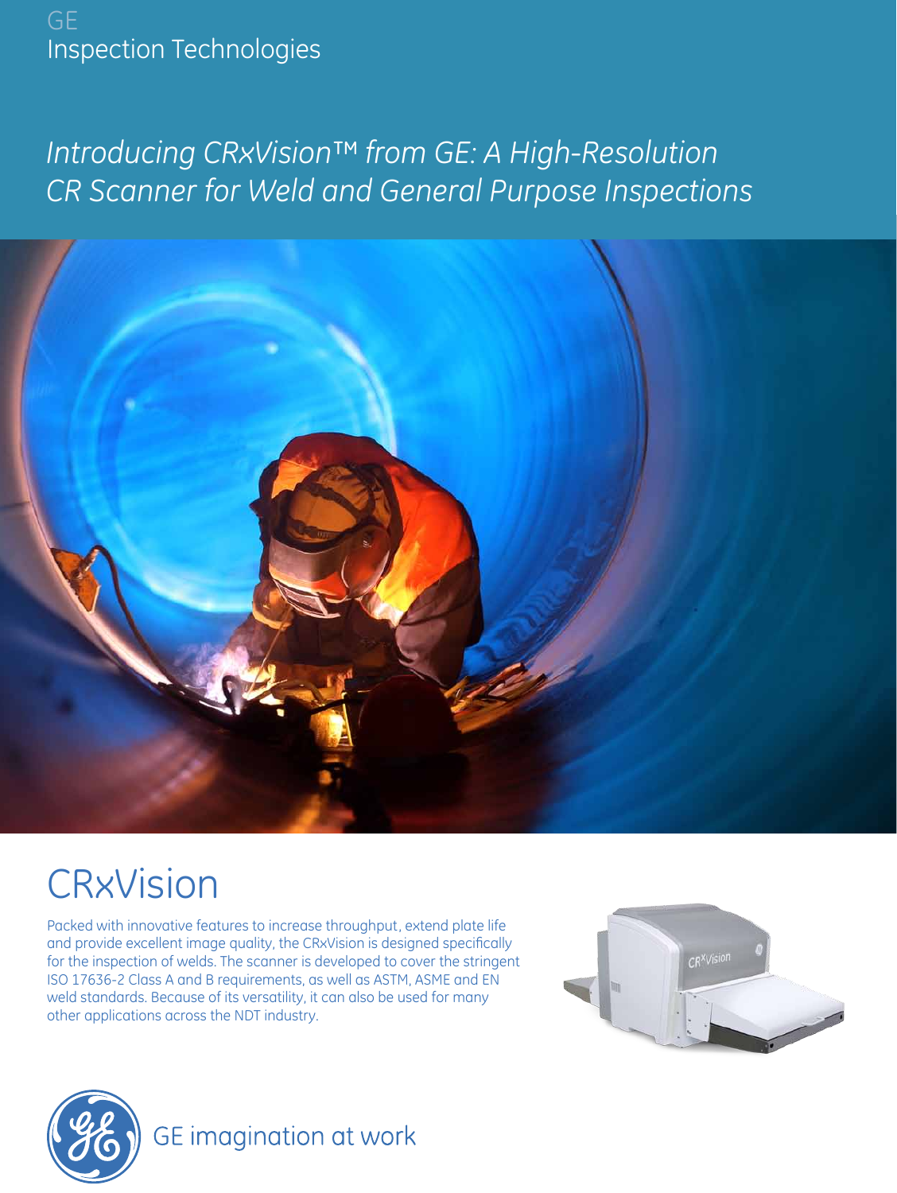GE
Inspection Technologies

# *Introducing CRxVision™ from GE: A High-Resolution CR Scanner for Weld and General Purpose Inspections*

## CRxVision

Packed with innovative features to increase throughput, extend plate life and provide excellent image quality, the CRxVision is designed specifically for the inspection of welds. The scanner is developed to cover the stringent ISO 17636-2 Class A and B requirements, as well as ASTM, ASME and EN weld standards. Because of its versatility, it can also be used for many other applications across the NDT industry.

GE imagination at work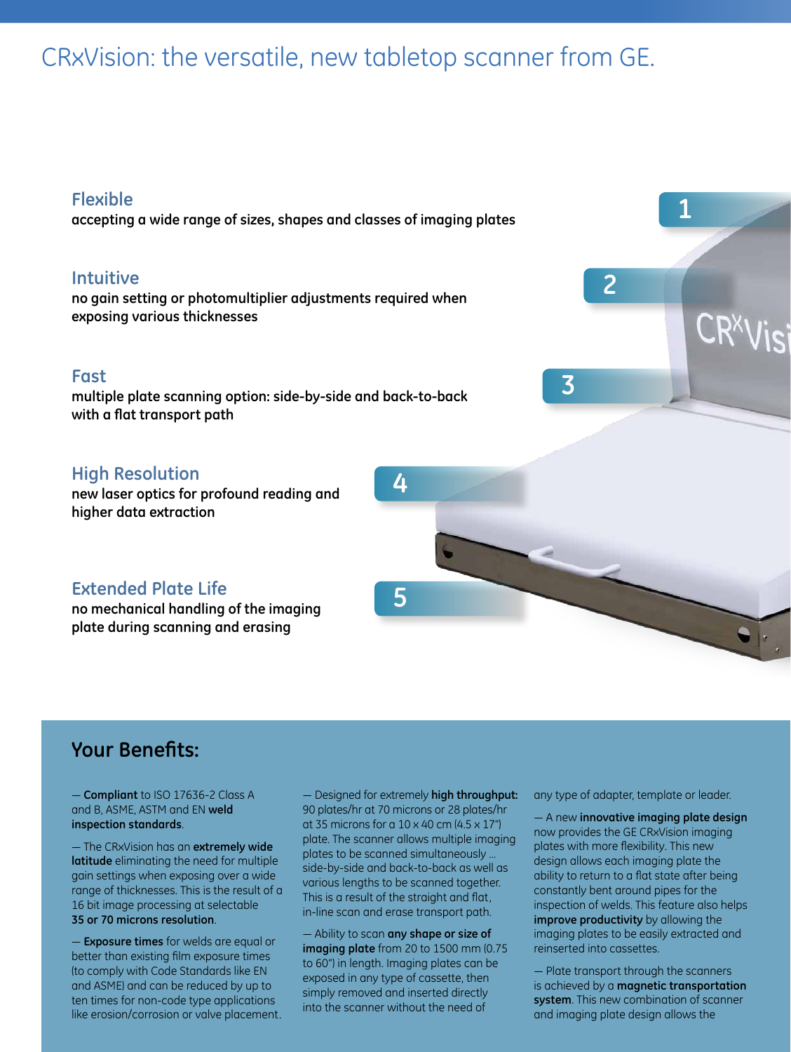# CRxVision: the versatile, new tabletop scanner from GE.

### Flexible
accepting a wide range of sizes, shapes and classes of imaging plates

### Intuitive
no gain setting or photomultiplier adjustments required when exposing various thicknesses

### Fast
multiple plate scanning option: side-by-side and back-to-back with a flat transport path

### High Resolution
new laser optics for profound reading and higher data extraction

### Extended Plate Life
no mechanical handling of the imaging plate during scanning and erasing

## Your Benefits:

— **Compliant** to ISO 17636-2 Class A and B, ASME, ASTM and EN **weld inspection standards**.

— The CRxVision has an **extremely wide latitude** eliminating the need for multiple gain settings when exposing over a wide range of thicknesses. This is the result of a 16 bit image processing at selectable **35 or 70 microns resolution**.

— **Exposure times** for welds are equal or better than existing film exposure times (to comply with Code Standards like EN and ASME) and can be reduced by up to ten times for non-code type applications like erosion/corrosion or valve placement.

— Designed for extremely **high throughput:** 90 plates/hr at 70 microns or 28 plates/hr at 35 microns for a 10 x 40 cm (4.5 x 17") plate. The scanner allows multiple imaging plates to be scanned simultaneously ... side-by-side and back-to-back as well as various lengths to be scanned together. This is a result of the straight and flat, in-line scan and erase transport path.

— Ability to scan **any shape or size of imaging plate** from 20 to 1500 mm (0.75 to 60") in length. Imaging plates can be exposed in any type of cassette, then simply removed and inserted directly into the scanner without the need of any type of adapter, template or leader.

— A new **innovative imaging plate design** now provides the GE CRxVision imaging plates with more flexibility. This new design allows each imaging plate the ability to return to a flat state after being constantly bent around pipes for the inspection of welds. This feature also helps **improve productivity** by allowing the imaging plates to be easily extracted and reinserted into cassettes.

— Plate transport through the scanners is achieved by a **magnetic transportation system**. This new combination of scanner and imaging plate design allows the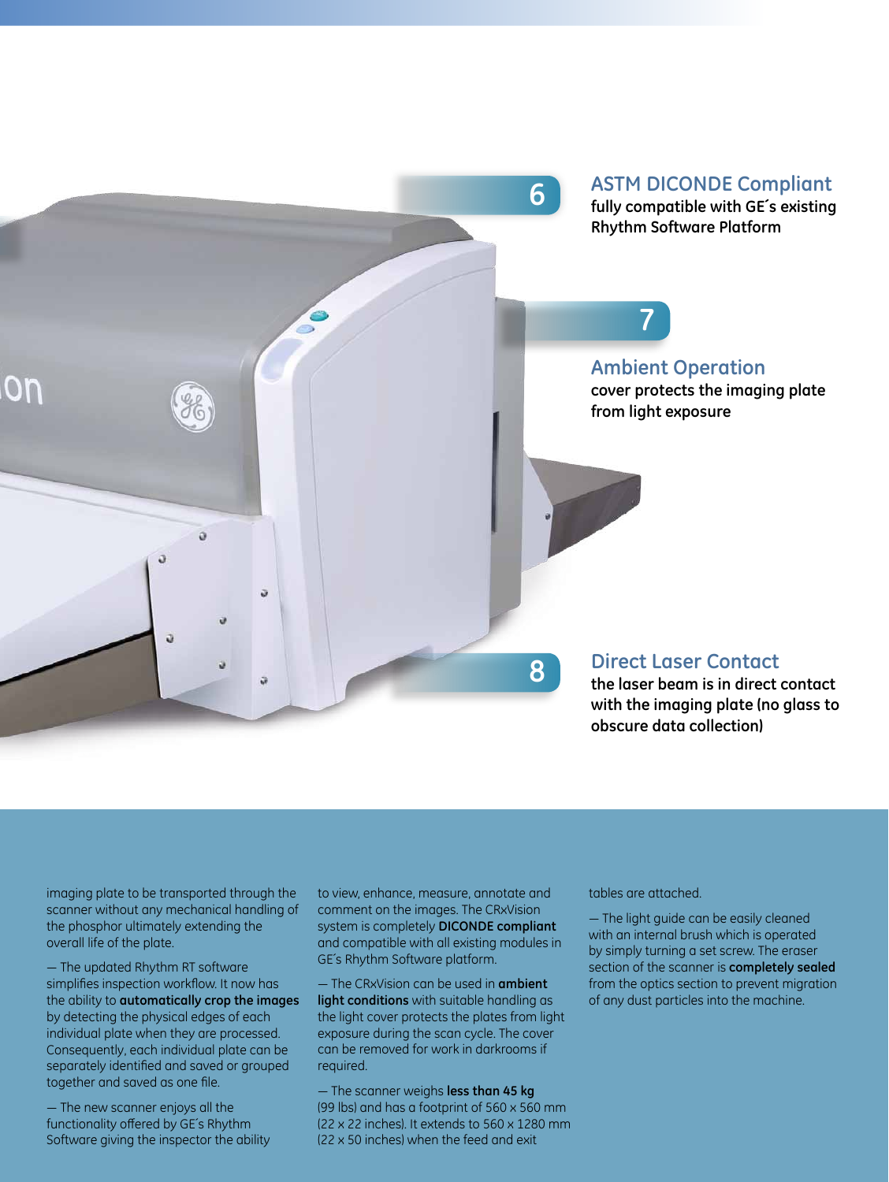## 6

### ASTM DICONDE Compliant

**fully compatible with GE´s existing Rhythm Software Platform**

## 7

### Ambient Operation

**cover protects the imaging plate from light exposure**

## 8

### Direct Laser Contact

**the laser beam is in direct contact with the imaging plate (no glass to obscure data collection)**

imaging plate to be transported through the scanner without any mechanical handling of the phosphor ultimately extending the overall life of the plate.

— The updated Rhythm RT software simplifies inspection workflow. It now has the ability to **automatically crop the images** by detecting the physical edges of each individual plate when they are processed. Consequently, each individual plate can be separately identified and saved or grouped together and saved as one file.

— The new scanner enjoys all the functionality offered by GE´s Rhythm Software giving the inspector the ability to view, enhance, measure, annotate and comment on the images. The CRxVision system is completely **DICONDE compliant** and compatible with all existing modules in GE´s Rhythm Software platform.

— The CRxVision can be used in **ambient light conditions** with suitable handling as the light cover protects the plates from light exposure during the scan cycle. The cover can be removed for work in darkrooms if required.

— The scanner weighs **less than 45 kg** (99 lbs) and has a footprint of 560 x 560 mm (22 x 22 inches). It extends to 560 x 1280 mm (22 x 50 inches) when the feed and exit tables are attached.

— The light guide can be easily cleaned with an internal brush which is operated by simply turning a set screw. The eraser section of the scanner is **completely sealed** from the optics section to prevent migration of any dust particles into the machine.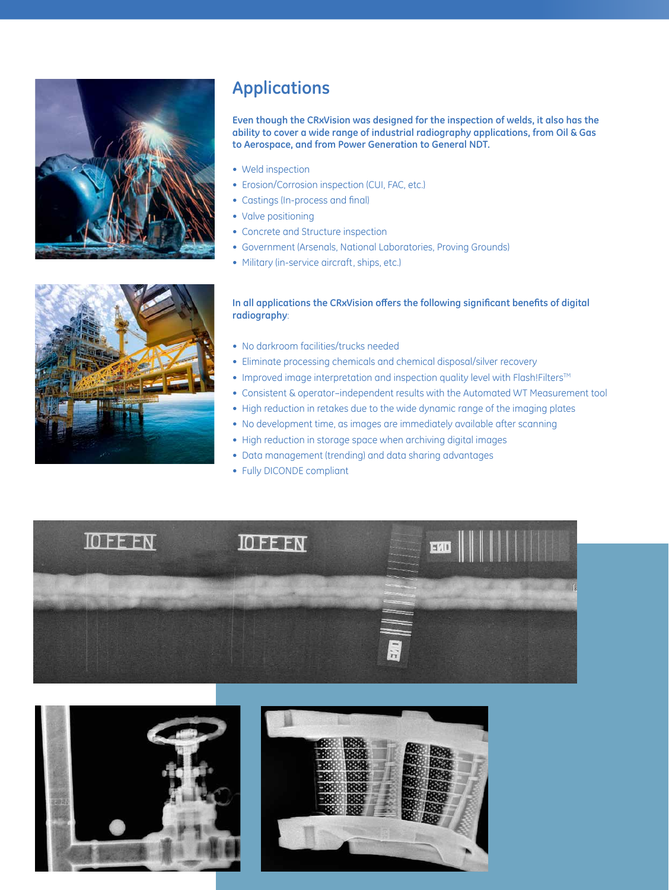## Applications

**Even though the CRxVision was designed for the inspection of welds, it also has the ability to cover a wide range of industrial radiography applications, from Oil & Gas to Aerospace, and from Power Generation to General NDT.**

- Weld inspection
- Erosion/Corrosion inspection (CUI, FAC, etc.)
- Castings (In-process and final)
- Valve positioning
- Concrete and Structure inspection
- Government (Arsenals, National Laboratories, Proving Grounds)
- Military (in-service aircraft, ships, etc.)

**In all applications the CRxVision offers the following significant benefits of digital radiography**:

- No darkroom facilities/trucks needed
- Eliminate processing chemicals and chemical disposal/silver recovery
- Improved image interpretation and inspection quality level with Flash!Filters™
- Consistent & operator–independent results with the Automated WT Measurement tool
- High reduction in retakes due to the wide dynamic range of the imaging plates
- No development time, as images are immediately available after scanning
- High reduction in storage space when archiving digital images
- Data management (trending) and data sharing advantages
- Fully DICONDE compliant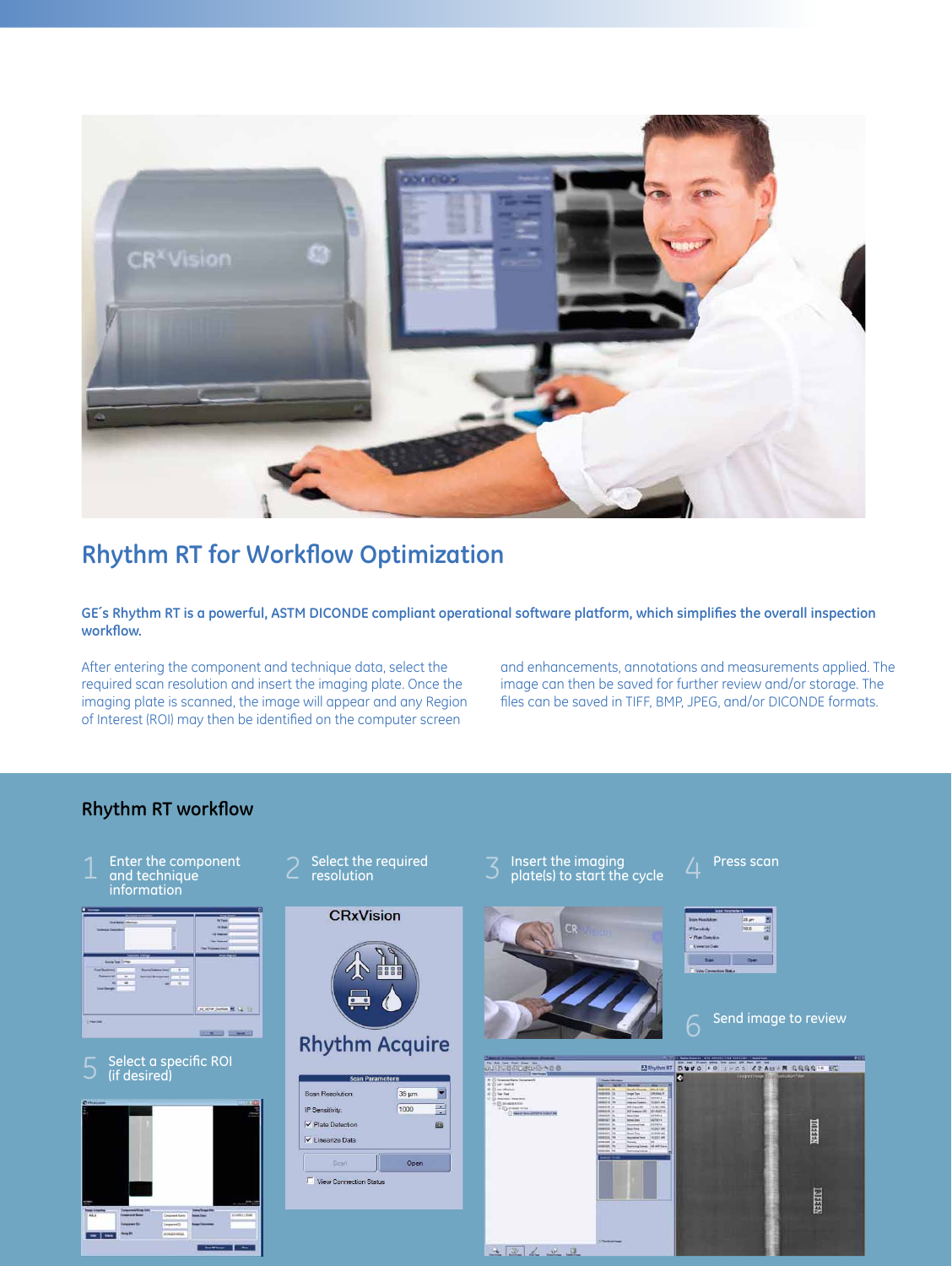## Rhythm RT for Workflow Optimization

**GE´s Rhythm RT is a powerful, ASTM DICONDE compliant operational software platform, which simplifies the overall inspection workflow.**

After entering the component and technique data, select the required scan resolution and insert the imaging plate. Once the imaging plate is scanned, the image will appear and any Region of Interest (ROI) may then be identified on the computer screen and enhancements, annotations and measurements applied. The image can then be saved for further review and/or storage. The files can be saved in TIFF, BMP, JPEG, and/or DICONDE formats.

### Rhythm RT workflow

1. Enter the component and technique information
2. Select the required resolution
3. Insert the imaging plate(s) to start the cycle
4. Press scan
5. Select a specific ROI (if desired)
6. Send image to review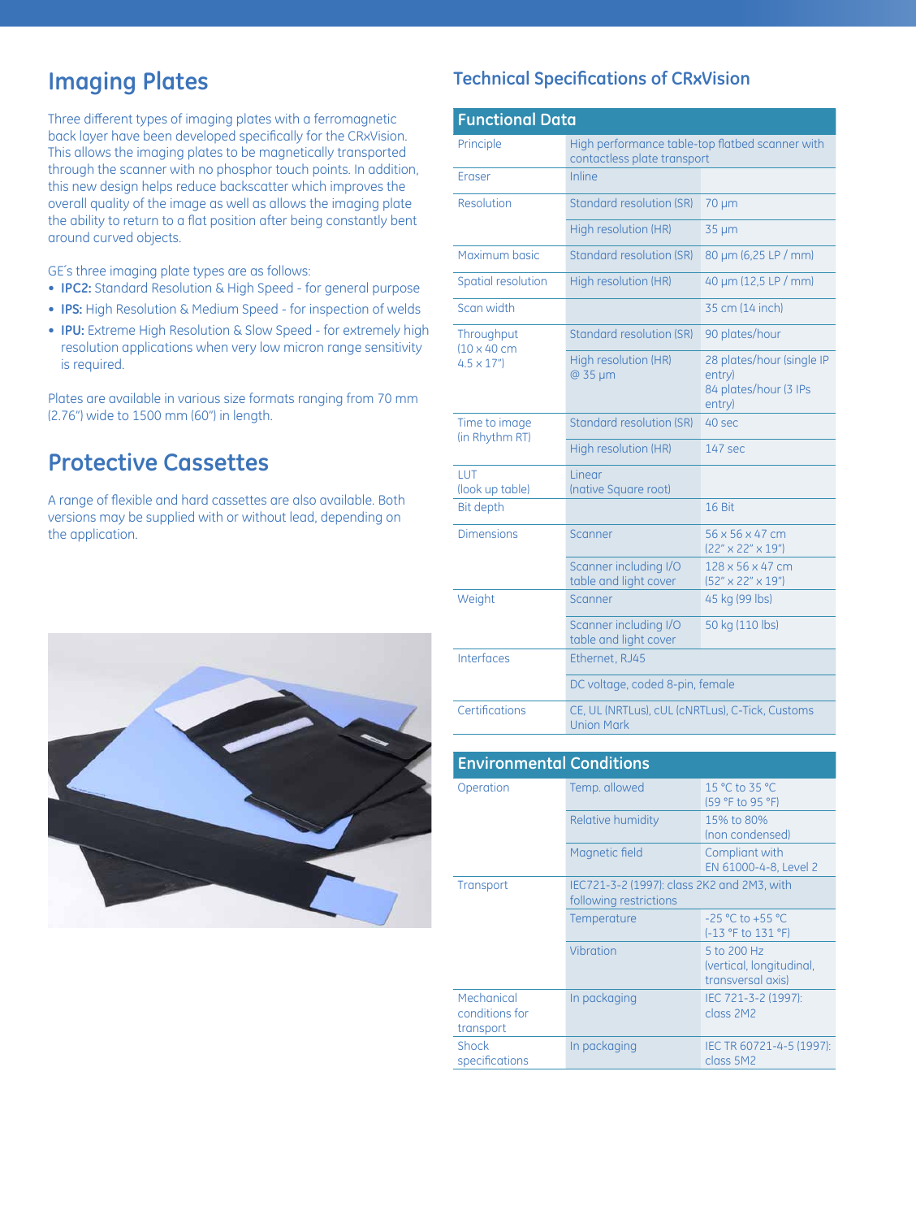## Imaging Plates

Three different types of imaging plates with a ferromagnetic back layer have been developed specifically for the CRxVision. This allows the imaging plates to be magnetically transported through the scanner with no phosphor touch points. In addition, this new design helps reduce backscatter which improves the overall quality of the image as well as allows the imaging plate the ability to return to a flat position after being constantly bent around curved objects.

GE´s three imaging plate types are as follows:

- **IPC2:** Standard Resolution & High Speed - for general purpose
- **IPS:** High Resolution & Medium Speed - for inspection of welds
- **IPU:** Extreme High Resolution & Slow Speed - for extremely high resolution applications when very low micron range sensitivity is required.

Plates are available in various size formats ranging from 70 mm (2.76") wide to 1500 mm (60") in length.

## Protective Cassettes

A range of flexible and hard cassettes are also available. Both versions may be supplied with or without lead, depending on the application.

## Technical Specifications of CRxVision

| Functional Data | | |
|---|---|---|
| Principle | High performance table-top flatbed scanner with contactless plate transport | |
| Eraser | Inline | |
| Resolution | Standard resolution (SR) | 70 µm |
| | High resolution (HR) | 35 µm |
| Maximum basic | Standard resolution (SR) | 80 µm (6,25 LP / mm) |
| Spatial resolution | High resolution (HR) | 40 µm (12,5 LP / mm) |
| Scan width | | 35 cm (14 inch) |
| Throughput (10 x 40 cm 4.5 x 17") | Standard resolution (SR) | 90 plates/hour |
| | High resolution (HR) @ 35 µm | 28 plates/hour (single IP entry) 84 plates/hour (3 IPs entry) |
| Time to image (in Rhythm RT) | Standard resolution (SR) | 40 sec |
| | High resolution (HR) | 147 sec |
| LUT (look up table) | Linear (native Square root) | |
| Bit depth | | 16 Bit |
| Dimensions | Scanner | 56 x 56 x 47 cm (22" x 22" x 19") |
| | Scanner including I/O table and light cover | 128 x 56 x 47 cm (52" x 22" x 19") |
| Weight | Scanner | 45 kg (99 lbs) |
| | Scanner including I/O table and light cover | 50 kg (110 lbs) |
| Interfaces | Ethernet, RJ45 | |
| | DC voltage, coded 8-pin, female | |
| Certifications | CE, UL (NRTLus), cUL (cNRTLus), C-Tick, Customs Union Mark | |

| Environmental Conditions | | |
|---|---|---|
| Operation | Temp. allowed | 15 °C to 35 °C (59 °F to 95 °F) |
| | Relative humidity | 15% to 80% (non condensed) |
| | Magnetic field | Compliant with EN 61000-4-8, Level 2 |
| Transport | IEC721-3-2 (1997): class 2K2 and 2M3, with following restrictions | |
| | Temperature | -25 °C to +55 °C (-13 °F to 131 °F) |
| | Vibration | 5 to 200 Hz (vertical, longitudinal, transversal axis) |
| Mechanical conditions for transport | In packaging | IEC 721-3-2 (1997): class 2M2 |
| Shock specifications | In packaging | IEC TR 60721-4-5 (1997): class 5M2 |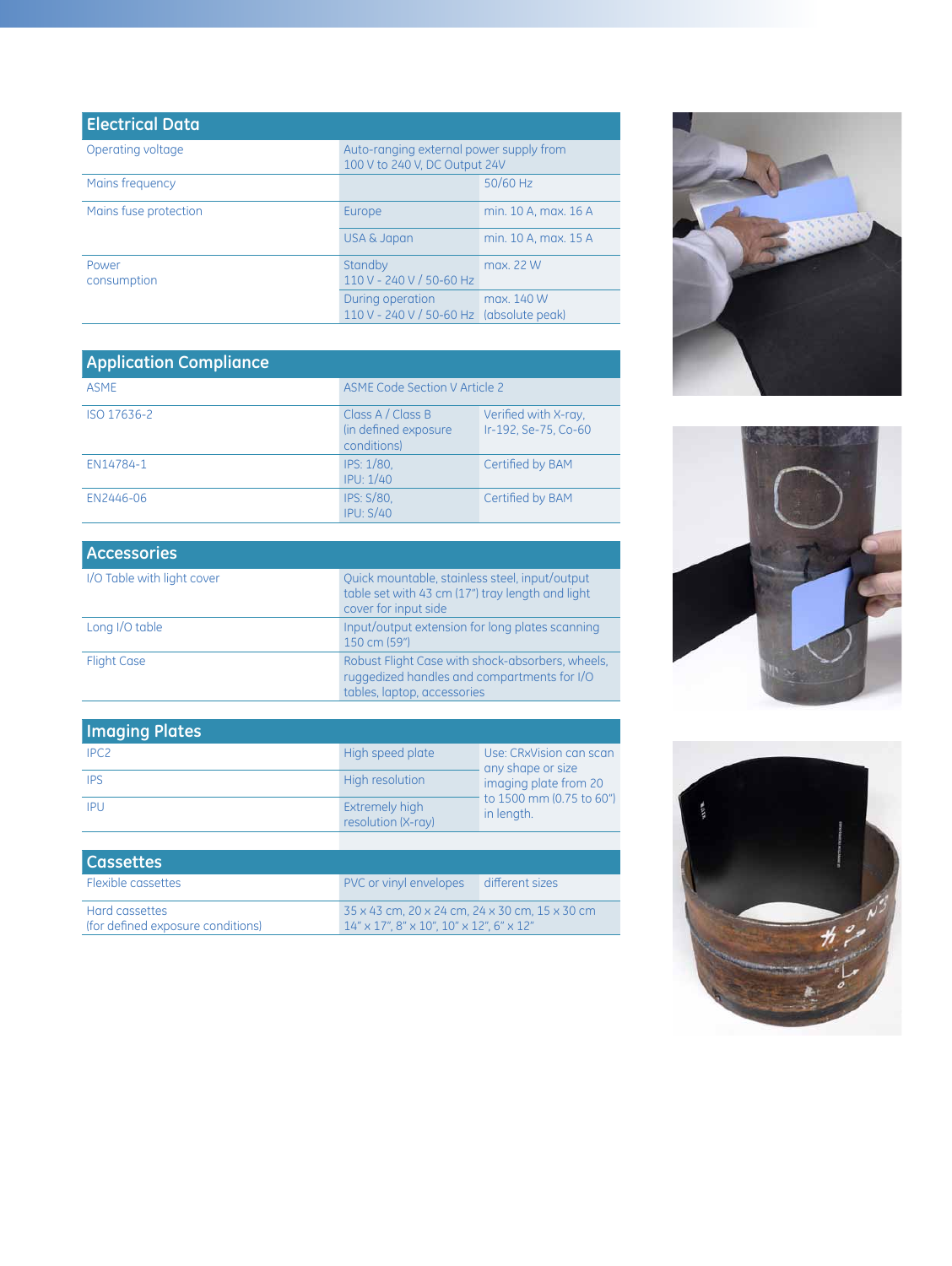## Electrical Data

| | | |
|---|---|---|
| Operating voltage | Auto-ranging external power supply from 100 V to 240 V, DC Output 24V | |
| Mains frequency | | 50/60 Hz |
| Mains fuse protection | Europe | min. 10 A, max. 16 A |
| | USA & Japan | min. 10 A, max. 15 A |
| Power consumption | Standby 110 V - 240 V / 50-60 Hz | max. 22 W |
| | During operation 110 V - 240 V / 50-60 Hz | max. 140 W (absolute peak) |

## Application Compliance

| | | |
|---|---|---|
| ASME | ASME Code Section V Article 2 | |
| ISO 17636-2 | Class A / Class B (in defined exposure conditions) | Verified with X-ray, Ir-192, Se-75, Co-60 |
| EN14784-1 | IPS: 1/80, IPU: 1/40 | Certified by BAM |
| EN2446-06 | IPS: S/80, IPU: S/40 | Certified by BAM |

## Accessories

| | |
|---|---|
| I/O Table with light cover | Quick mountable, stainless steel, input/output table set with 43 cm (17") tray length and light cover for input side |
| Long I/O table | Input/output extension for long plates scanning 150 cm (59") |
| Flight Case | Robust Flight Case with shock-absorbers, wheels, ruggedized handles and compartments for I/O tables, laptop, accessories |

## Imaging Plates

| | | |
|---|---|---|
| IPC2 | High speed plate | Use: CRxVision can scan any shape or size imaging plate from 20 to 1500 mm (0.75 to 60") in length. |
| IPS | High resolution | |
| IPU | Extremely high resolution (X-ray) | |

## Cassettes

| | | |
|---|---|---|
| Flexible cassettes | PVC or vinyl envelopes | different sizes |
| Hard cassettes (for defined exposure conditions) | 35 x 43 cm, 20 x 24 cm, 24 x 30 cm, 15 x 30 cm 14" x 17", 8" x 10", 10" x 12", 6" x 12" | |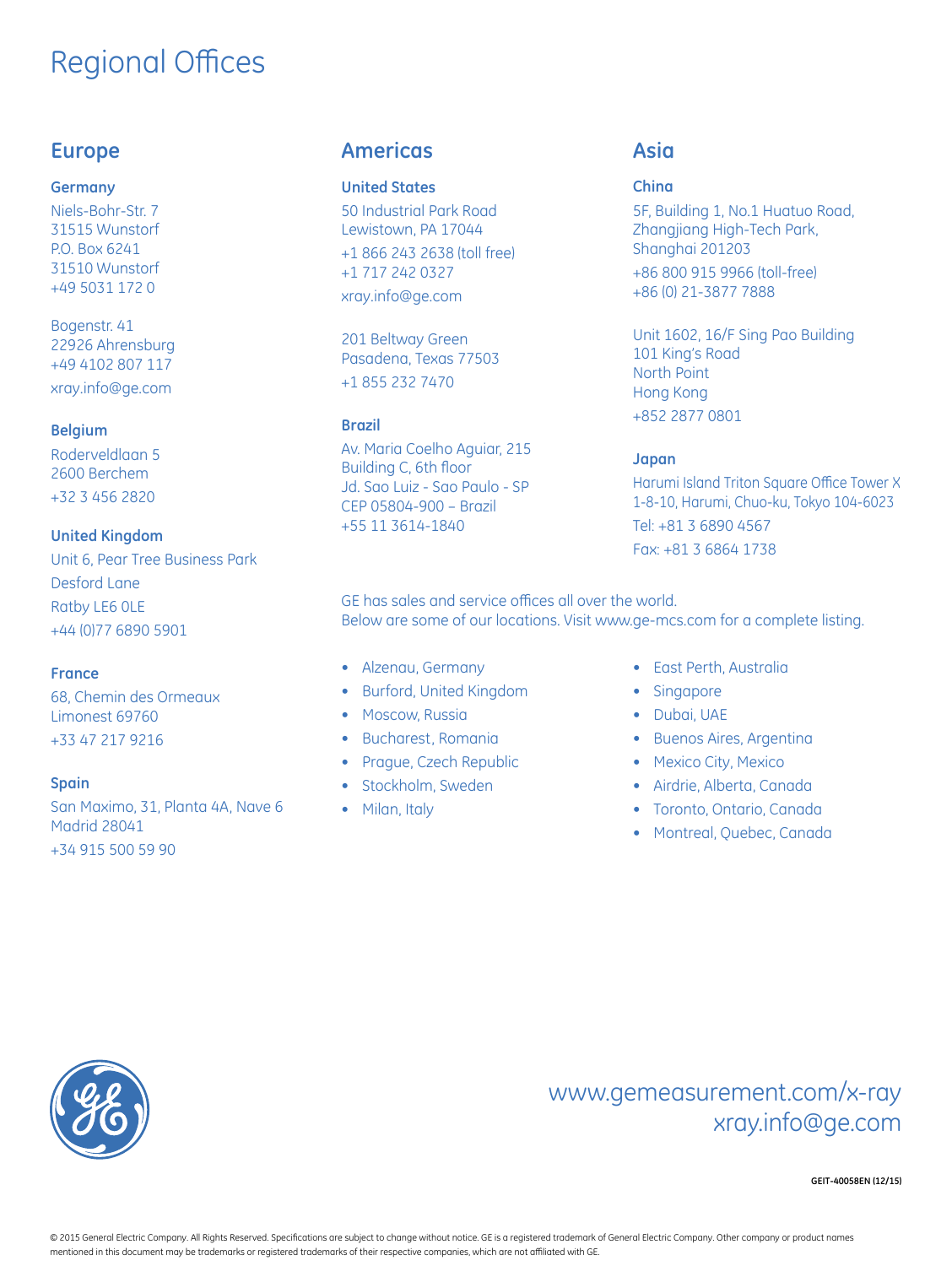# Regional Offices

## Europe

### Germany

Niels-Bohr-Str. 7
31515 Wunstorf
P.O. Box 6241
31510 Wunstorf
+49 5031 172 0

Bogenstr. 41
22926 Ahrensburg
+49 4102 807 117
xray.info@ge.com

### Belgium

Roderveldlaan 5
2600 Berchem
+32 3 456 2820

### United Kingdom

Unit 6, Pear Tree Business Park
Desford Lane
Ratby LE6 0LE
+44 (0)77 6890 5901

### France

68, Chemin des Ormeaux
Limonest 69760
+33 47 217 9216

### Spain

San Maximo, 31, Planta 4A, Nave 6
Madrid 28041
+34 915 500 59 90

## Americas

### United States

50 Industrial Park Road
Lewistown, PA 17044
+1 866 243 2638 (toll free)
+1 717 242 0327
xray.info@ge.com

201 Beltway Green
Pasadena, Texas 77503
+1 855 232 7470

### Brazil

Av. Maria Coelho Aguiar, 215
Building C, 6th floor
Jd. Sao Luiz - Sao Paulo - SP
CEP 05804-900 – Brazil
+55 11 3614-1840

## Asia

### China

5F, Building 1, No.1 Huatuo Road,
Zhangjiang High-Tech Park,
Shanghai 201203
+86 800 915 9966 (toll-free)
+86 (0) 21-3877 7888

Unit 1602, 16/F Sing Pao Building
101 King's Road
North Point
Hong Kong
+852 2877 0801

### Japan

Harumi Island Triton Square Office Tower X
1-8-10, Harumi, Chuo-ku, Tokyo 104-6023
Tel: +81 3 6890 4567
Fax: +81 3 6864 1738

GE has sales and service offices all over the world.
Below are some of our locations. Visit www.ge-mcs.com for a complete listing.

- Alzenau, Germany
- Burford, United Kingdom
- Moscow, Russia
- Bucharest, Romania
- Prague, Czech Republic
- Stockholm, Sweden
- Milan, Italy
- East Perth, Australia
- Singapore
- Dubai, UAE
- Buenos Aires, Argentina
- Mexico City, Mexico
- Airdrie, Alberta, Canada
- Toronto, Ontario, Canada
- Montreal, Quebec, Canada

www.gemeasurement.com/x-ray
xray.info@ge.com

GEIT-40058EN (12/15)

© 2015 General Electric Company. All Rights Reserved. Specifications are subject to change without notice. GE is a registered trademark of General Electric Company. Other company or product names mentioned in this document may be trademarks or registered trademarks of their respective companies, which are not affiliated with GE.